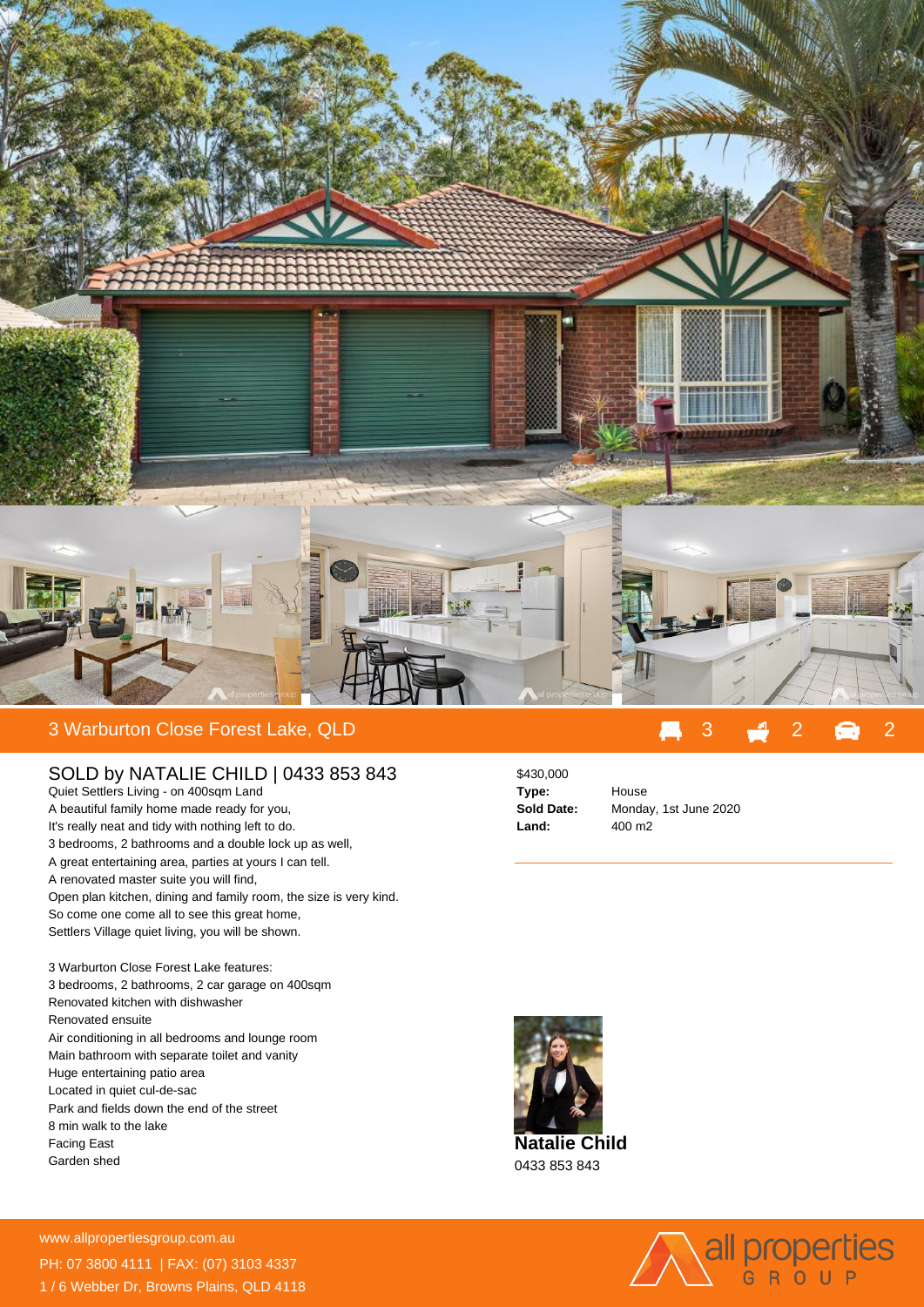# 3 Warburton Close Forest Lake, QLD

3 | 2 | 2

## SOLD by NATALIE CHILD | 0433 853 843

Quiet Settlers Living - on 400sqm Land
A beautiful family home made ready for you,
It's really neat and tidy with nothing left to do.
3 bedrooms, 2 bathrooms and a double lock up as well,
A great entertaining area, parties at yours I can tell.
A renovated master suite you will find,
Open plan kitchen, dining and family room, the size is very kind.
So come one come all to see this great home,
Settlers Village quiet living, you will be shown.

3 Warburton Close Forest Lake features:
3 bedrooms, 2 bathrooms, 2 car garage on 400sqm
Renovated kitchen with dishwasher
Renovated ensuite
Air conditioning in all bedrooms and lounge room
Main bathroom with separate toilet and vanity
Huge entertaining patio area
Located in quiet cul-de-sac
Park and fields down the end of the street
8 min walk to the lake
Facing East
Garden shed

$430,000

**Type:** House
**Sold Date:** Monday, 1st June 2020
**Land:** 400 m2

**Natalie Child**
0433 853 843

www.allpropertiesgroup.com.au
PH: 07 3800 4111 | FAX: (07) 3103 4337
1 / 6 Webber Dr, Browns Plains, QLD 4118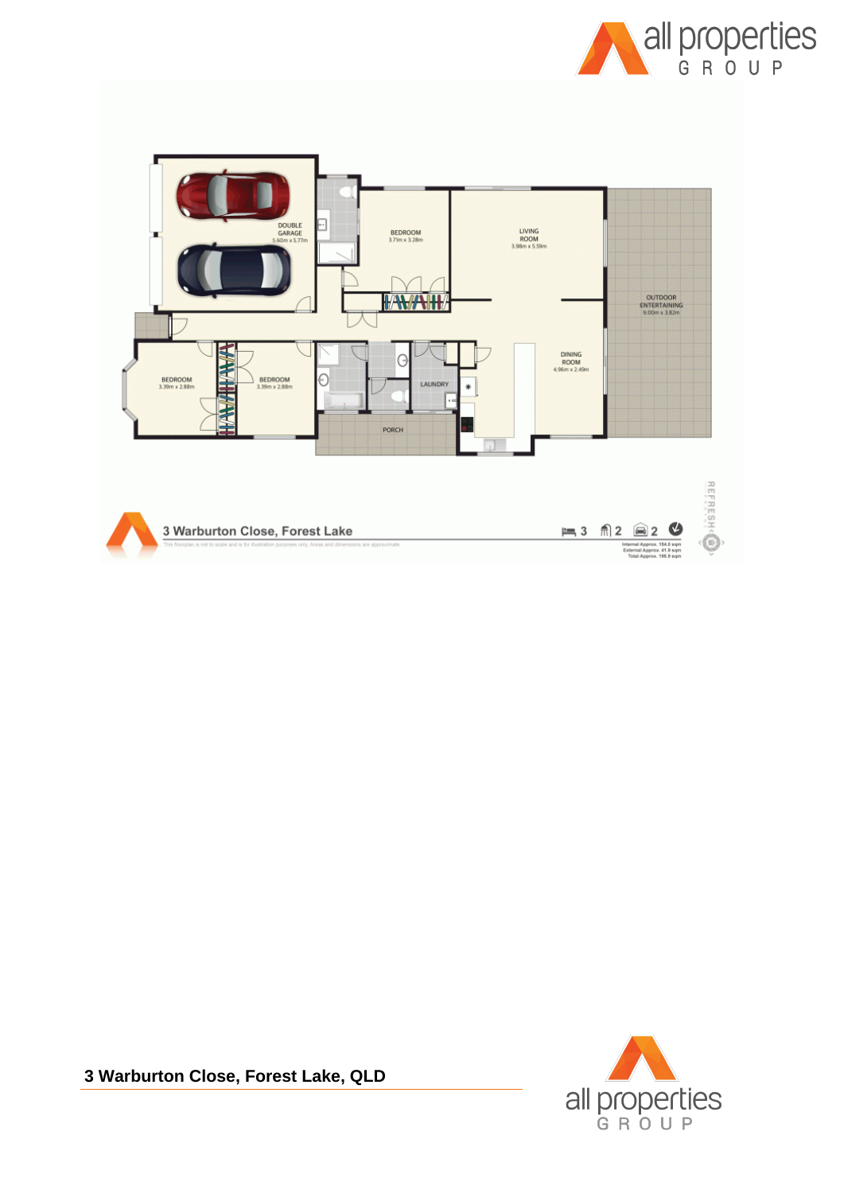DOUBLE GARAGE
5.60m x 5.77m

BEDROOM
3.71m x 3.28m

LIVING ROOM
3.98m x 5.59m

OUTDOOR ENTERTAINING
9.00m x 3.82m

DINING ROOM
4.96m x 2.49m

BEDROOM
3.39m x 2.88m

BEDROOM
3.39m x 2.88m

LAUNDRY

PORCH

3 Warburton Close, Forest Lake

3 2 2

This floorplan is not to scale and is for illustration purposes only. Areas and dimensions are approximate.

Internal Approx. 154.0 sqm
External Approx. 41.9 sqm
Total Approx. 195.9 sqm

REFRESH

**3 Warburton Close, Forest Lake, QLD**